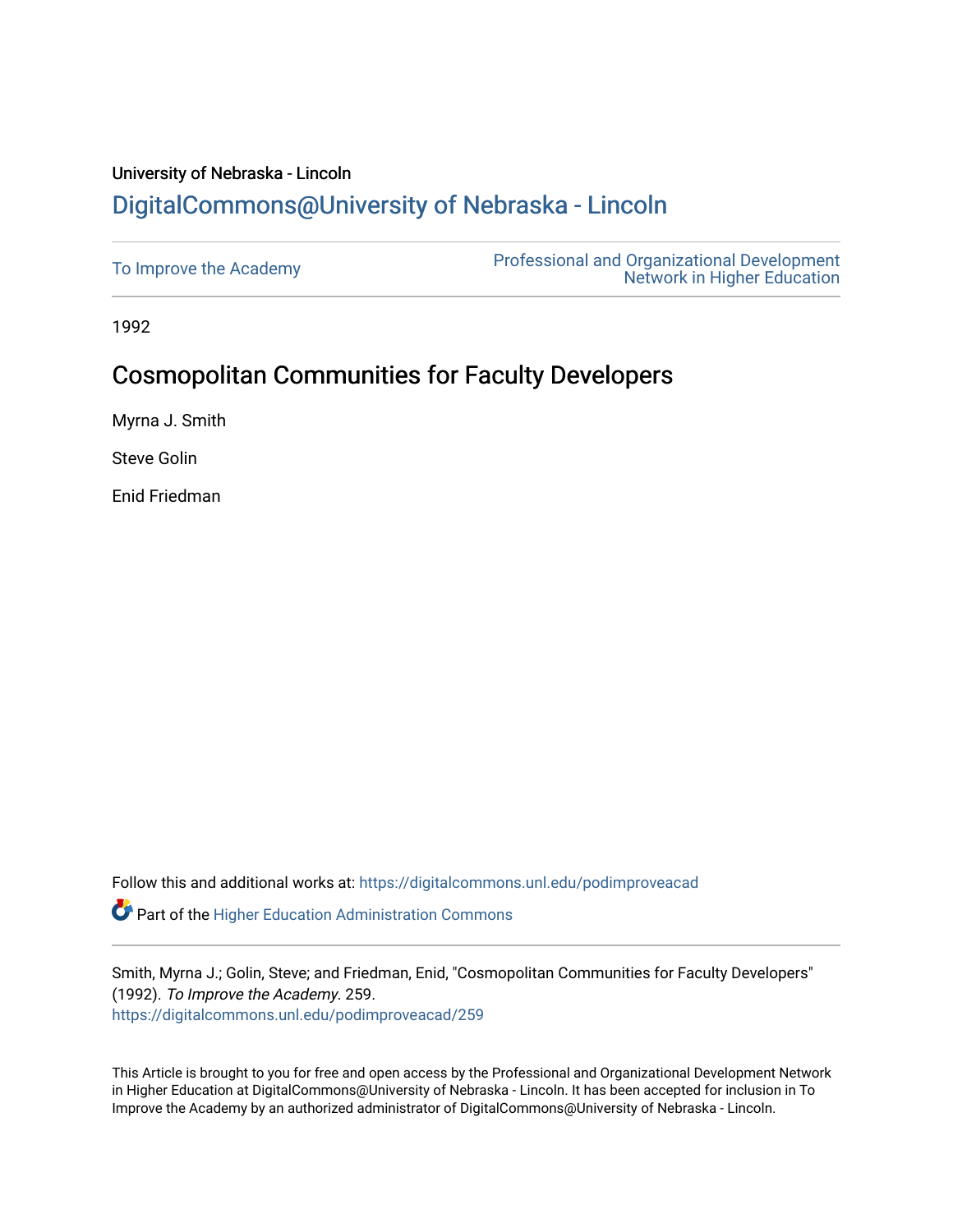University of Nebraska - Lincoln

## DigitalCommons@University of Nebraska - Lincoln

To Improve the Academy

Professional and Organizational Development Network in Higher Education

1992

# Cosmopolitan Communities for Faculty Developers

Myrna J. Smith

Steve Golin

Enid Friedman

Follow this and additional works at: https://digitalcommons.unl.edu/podimproveacad

Part of the Higher Education Administration Commons

Smith, Myrna J.; Golin, Steve; and Friedman, Enid, "Cosmopolitan Communities for Faculty Developers" (1992). *To Improve the Academy*. 259.
https://digitalcommons.unl.edu/podimproveacad/259

This Article is brought to you for free and open access by the Professional and Organizational Development Network in Higher Education at DigitalCommons@University of Nebraska - Lincoln. It has been accepted for inclusion in To Improve the Academy by an authorized administrator of DigitalCommons@University of Nebraska - Lincoln.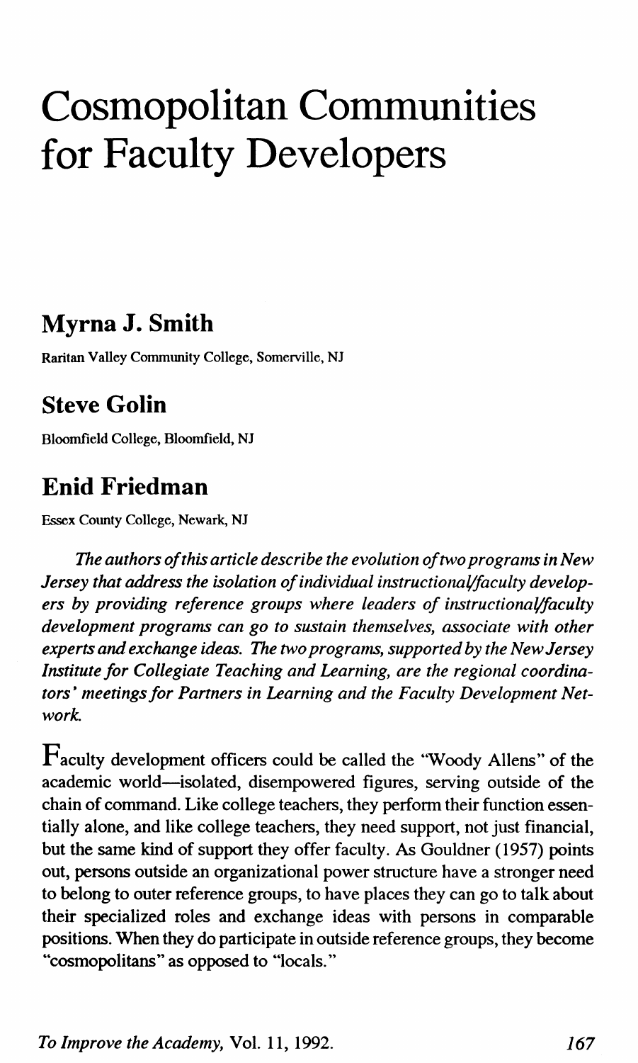# Cosmopolitan Communities for Faculty Developers

## Myrna J. Smith

Raritan Valley Community College, Somerville, NJ

## Steve Golin

Bloomfield College, Bloomfield, NJ

## Enid Friedman

Essex County College, Newark, NJ

*The authors of this article describe the evolution of two programs in New Jersey that address the isolation of individual instructional/faculty developers by providing reference groups where leaders of instructional/faculty development programs can go to sustain themselves, associate with other experts and exchange ideas. The two programs, supported by the New Jersey Institute for Collegiate Teaching and Learning, are the regional coordinators' meetings for Partners in Learning and the Faculty Development Network.*

Faculty development officers could be called the "Woody Allens" of the academic world—isolated, disempowered figures, serving outside of the chain of command. Like college teachers, they perform their function essentially alone, and like college teachers, they need support, not just financial, but the same kind of support they offer faculty. As Gouldner (1957) points out, persons outside an organizational power structure have a stronger need to belong to outer reference groups, to have places they can go to talk about their specialized roles and exchange ideas with persons in comparable positions. When they do participate in outside reference groups, they become "cosmopolitans" as opposed to "locals."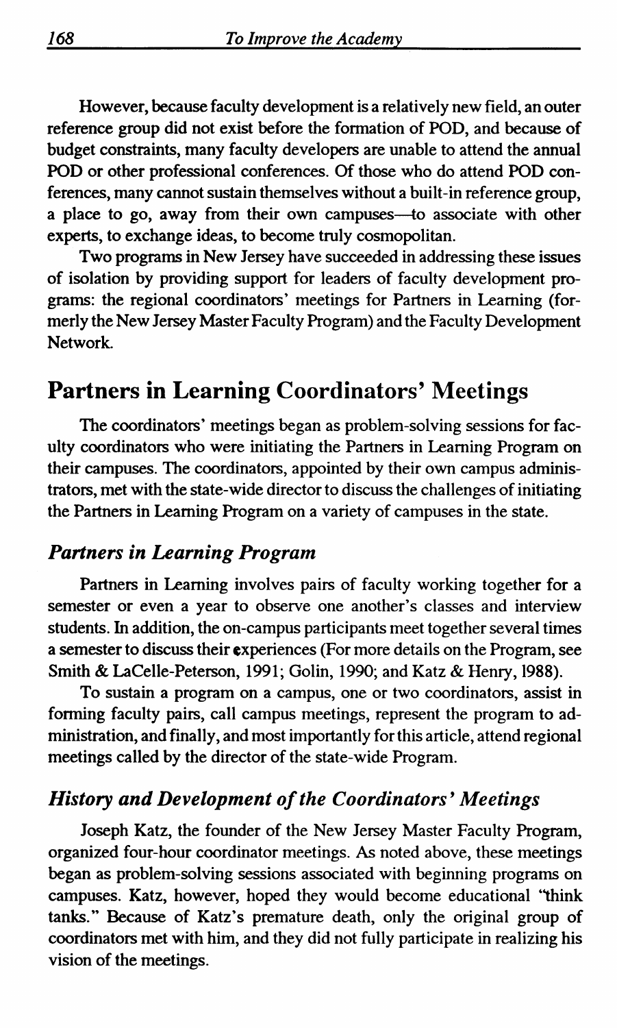However, because faculty development is a relatively new field, an outer reference group did not exist before the formation of POD, and because of budget constraints, many faculty developers are unable to attend the annual POD or other professional conferences. Of those who do attend POD conferences, many cannot sustain themselves without a built-in reference group, a place to go, away from their own campuses—to associate with other experts, to exchange ideas, to become truly cosmopolitan.

Two programs in New Jersey have succeeded in addressing these issues of isolation by providing support for leaders of faculty development programs: the regional coordinators' meetings for Partners in Learning (formerly the New Jersey Master Faculty Program) and the Faculty Development Network.

## Partners in Learning Coordinators' Meetings

The coordinators' meetings began as problem-solving sessions for faculty coordinators who were initiating the Partners in Learning Program on their campuses. The coordinators, appointed by their own campus administrators, met with the state-wide director to discuss the challenges of initiating the Partners in Learning Program on a variety of campuses in the state.

### *Partners in Learning Program*

Partners in Learning involves pairs of faculty working together for a semester or even a year to observe one another's classes and interview students. In addition, the on-campus participants meet together several times a semester to discuss their experiences (For more details on the Program, see Smith & LaCelle-Peterson, 1991; Golin, 1990; and Katz & Henry, 1988).

To sustain a program on a campus, one or two coordinators, assist in forming faculty pairs, call campus meetings, represent the program to administration, and finally, and most importantly for this article, attend regional meetings called by the director of the state-wide Program.

### *History and Development of the Coordinators' Meetings*

Joseph Katz, the founder of the New Jersey Master Faculty Program, organized four-hour coordinator meetings. As noted above, these meetings began as problem-solving sessions associated with beginning programs on campuses. Katz, however, hoped they would become educational "think tanks." Because of Katz's premature death, only the original group of coordinators met with him, and they did not fully participate in realizing his vision of the meetings.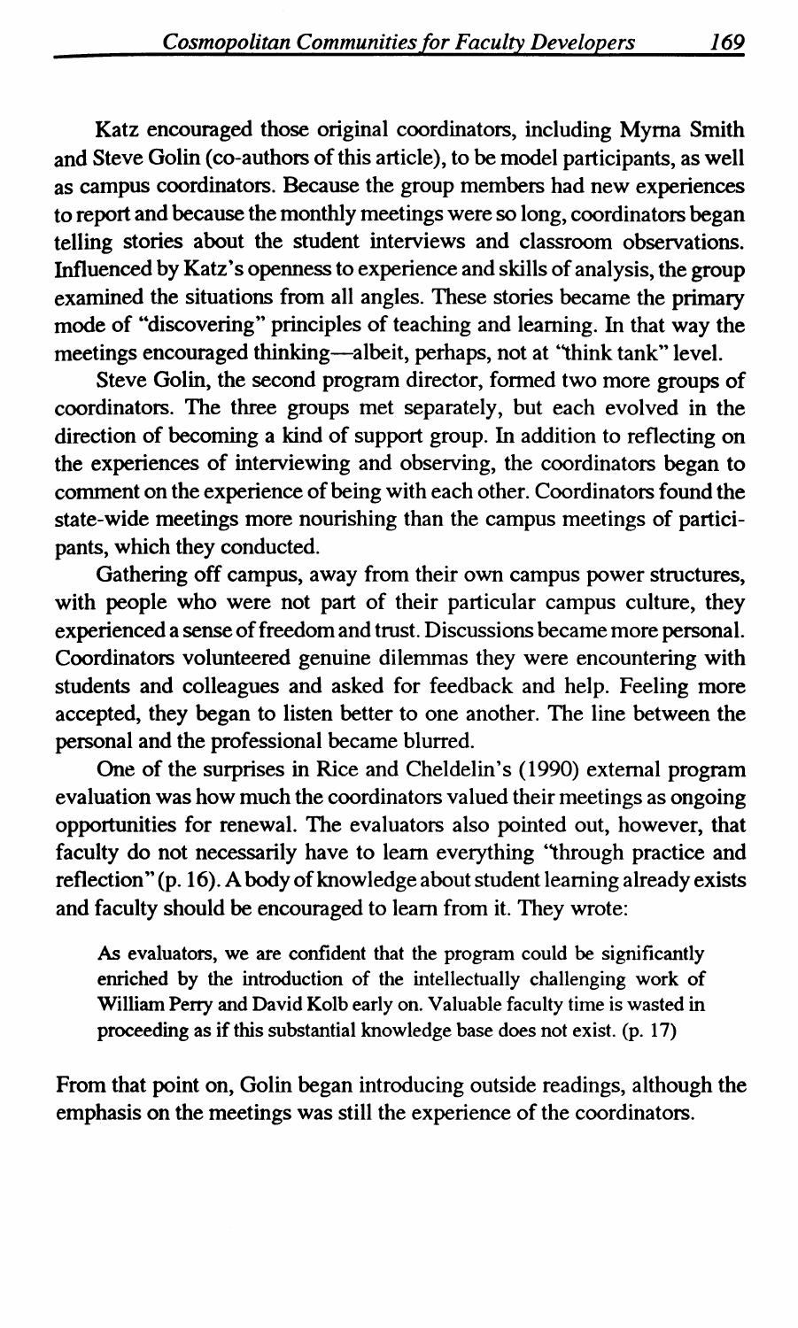Katz encouraged those original coordinators, including Myrna Smith and Steve Golin (co-authors of this article), to be model participants, as well as campus coordinators. Because the group members had new experiences to report and because the monthly meetings were so long, coordinators began telling stories about the student interviews and classroom observations. Influenced by Katz's openness to experience and skills of analysis, the group examined the situations from all angles. These stories became the primary mode of "discovering" principles of teaching and learning. In that way the meetings encouraged thinking—albeit, perhaps, not at "think tank" level.

Steve Golin, the second program director, formed two more groups of coordinators. The three groups met separately, but each evolved in the direction of becoming a kind of support group. In addition to reflecting on the experiences of interviewing and observing, the coordinators began to comment on the experience of being with each other. Coordinators found the state-wide meetings more nourishing than the campus meetings of participants, which they conducted.

Gathering off campus, away from their own campus power structures, with people who were not part of their particular campus culture, they experienced a sense of freedom and trust. Discussions became more personal. Coordinators volunteered genuine dilemmas they were encountering with students and colleagues and asked for feedback and help. Feeling more accepted, they began to listen better to one another. The line between the personal and the professional became blurred.

One of the surprises in Rice and Cheldelin's (1990) external program evaluation was how much the coordinators valued their meetings as ongoing opportunities for renewal. The evaluators also pointed out, however, that faculty do not necessarily have to learn everything "through practice and reflection" (p. 16). A body of knowledge about student learning already exists and faculty should be encouraged to learn from it. They wrote:

> As evaluators, we are confident that the program could be significantly enriched by the introduction of the intellectually challenging work of William Perry and David Kolb early on. Valuable faculty time is wasted in proceeding as if this substantial knowledge base does not exist. (p. 17)

From that point on, Golin began introducing outside readings, although the emphasis on the meetings was still the experience of the coordinators.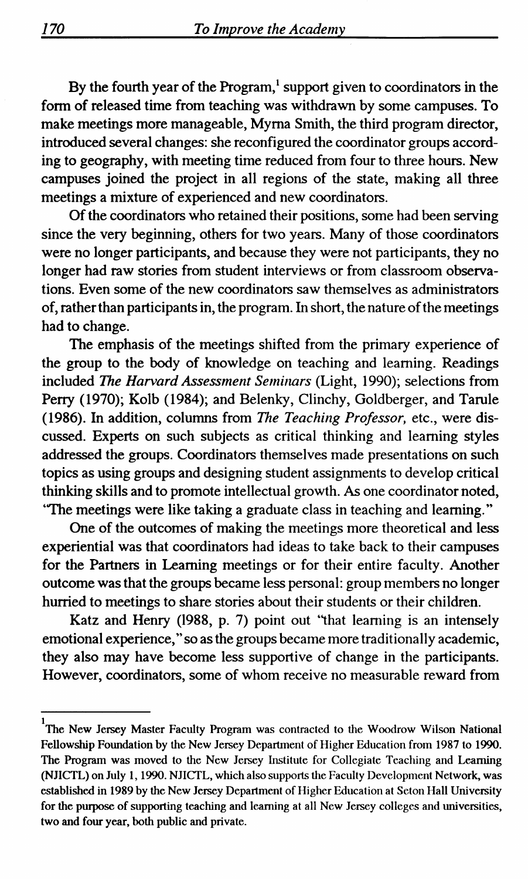By the fourth year of the Program,[1] support given to coordinators in the form of released time from teaching was withdrawn by some campuses. To make meetings more manageable, Myrna Smith, the third program director, introduced several changes: she reconfigured the coordinator groups according to geography, with meeting time reduced from four to three hours. New campuses joined the project in all regions of the state, making all three meetings a mixture of experienced and new coordinators.

Of the coordinators who retained their positions, some had been serving since the very beginning, others for two years. Many of those coordinators were no longer participants, and because they were not participants, they no longer had raw stories from student interviews or from classroom observations. Even some of the new coordinators saw themselves as administrators of, rather than participants in, the program. In short, the nature of the meetings had to change.

The emphasis of the meetings shifted from the primary experience of the group to the body of knowledge on teaching and learning. Readings included *The Harvard Assessment Seminars* (Light, 1990); selections from Perry (1970); Kolb (1984); and Belenky, Clinchy, Goldberger, and Tarule (1986). In addition, columns from *The Teaching Professor,* etc., were discussed. Experts on such subjects as critical thinking and learning styles addressed the groups. Coordinators themselves made presentations on such topics as using groups and designing student assignments to develop critical thinking skills and to promote intellectual growth. As one coordinator noted, "The meetings were like taking a graduate class in teaching and learning."

One of the outcomes of making the meetings more theoretical and less experiential was that coordinators had ideas to take back to their campuses for the Partners in Learning meetings or for their entire faculty. Another outcome was that the groups became less personal: group members no longer hurried to meetings to share stories about their students or their children.

Katz and Henry (1988, p. 7) point out "that learning is an intensely emotional experience," so as the groups became more traditionally academic, they also may have become less supportive of change in the participants. However, coordinators, some of whom receive no measurable reward from

---

[1] The New Jersey Master Faculty Program was contracted to the Woodrow Wilson National Fellowship Foundation by the New Jersey Department of Higher Education from 1987 to 1990. The Program was moved to the New Jersey Institute for Collegiate Teaching and Learning (NJICTL) on July 1, 1990. NJICTL, which also supports the Faculty Development Network, was established in 1989 by the New Jersey Department of Higher Education at Seton Hall University for the purpose of supporting teaching and learning at all New Jersey colleges and universities, two and four year, both public and private.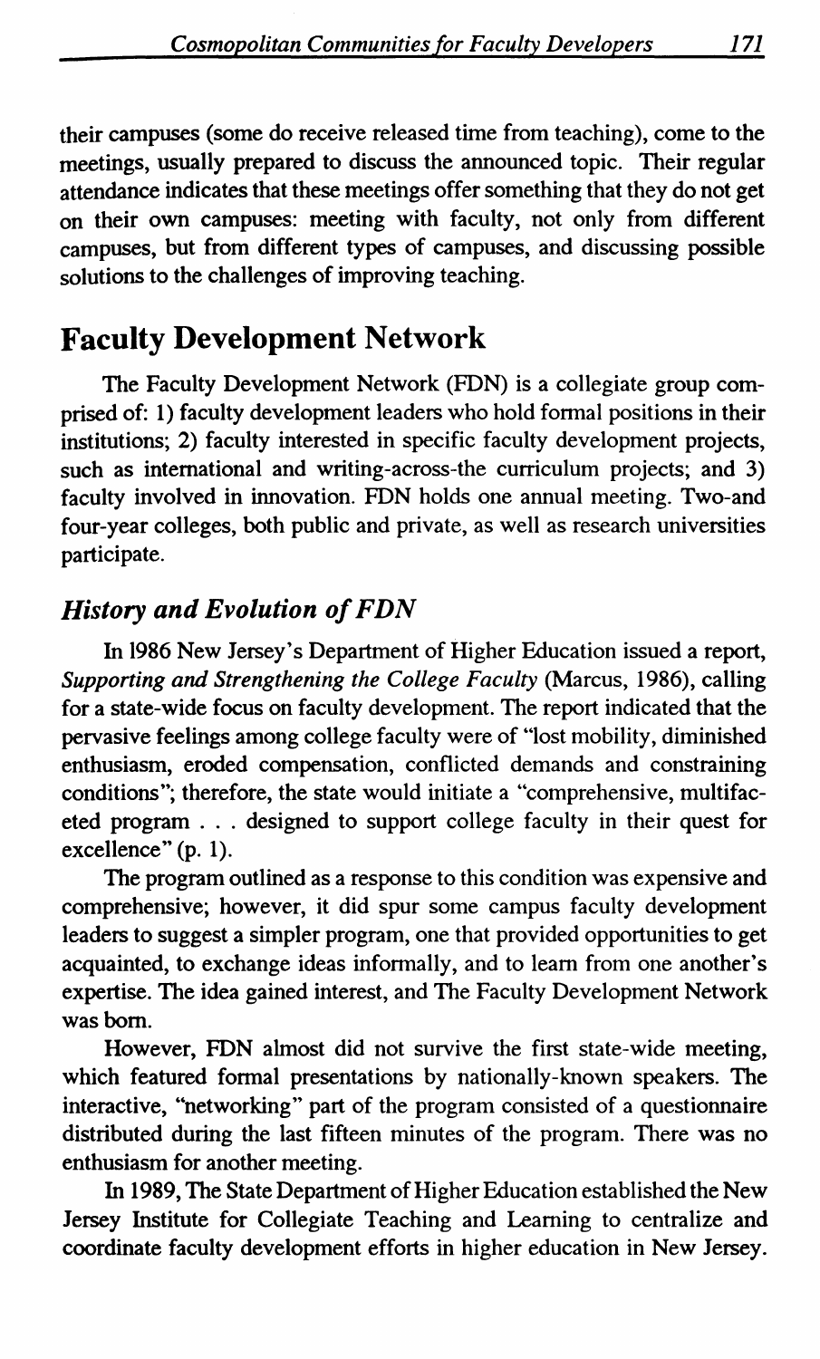their campuses (some do receive released time from teaching), come to the meetings, usually prepared to discuss the announced topic. Their regular attendance indicates that these meetings offer something that they do not get on their own campuses: meeting with faculty, not only from different campuses, but from different types of campuses, and discussing possible solutions to the challenges of improving teaching.

## Faculty Development Network

The Faculty Development Network (FDN) is a collegiate group comprised of: 1) faculty development leaders who hold formal positions in their institutions; 2) faculty interested in specific faculty development projects, such as international and writing-across-the curriculum projects; and 3) faculty involved in innovation. FDN holds one annual meeting. Two-and four-year colleges, both public and private, as well as research universities participate.

### *History and Evolution of FDN*

In 1986 New Jersey's Department of Higher Education issued a report, *Supporting and Strengthening the College Faculty* (Marcus, 1986), calling for a state-wide focus on faculty development. The report indicated that the pervasive feelings among college faculty were of "lost mobility, diminished enthusiasm, eroded compensation, conflicted demands and constraining conditions"; therefore, the state would initiate a "comprehensive, multifaceted program . . . designed to support college faculty in their quest for excellence" (p. 1).

The program outlined as a response to this condition was expensive and comprehensive; however, it did spur some campus faculty development leaders to suggest a simpler program, one that provided opportunities to get acquainted, to exchange ideas informally, and to learn from one another's expertise. The idea gained interest, and The Faculty Development Network was born.

However, FDN almost did not survive the first state-wide meeting, which featured formal presentations by nationally-known speakers. The interactive, "networking" part of the program consisted of a questionnaire distributed during the last fifteen minutes of the program. There was no enthusiasm for another meeting.

In 1989, The State Department of Higher Education established the New Jersey Institute for Collegiate Teaching and Learning to centralize and coordinate faculty development efforts in higher education in New Jersey.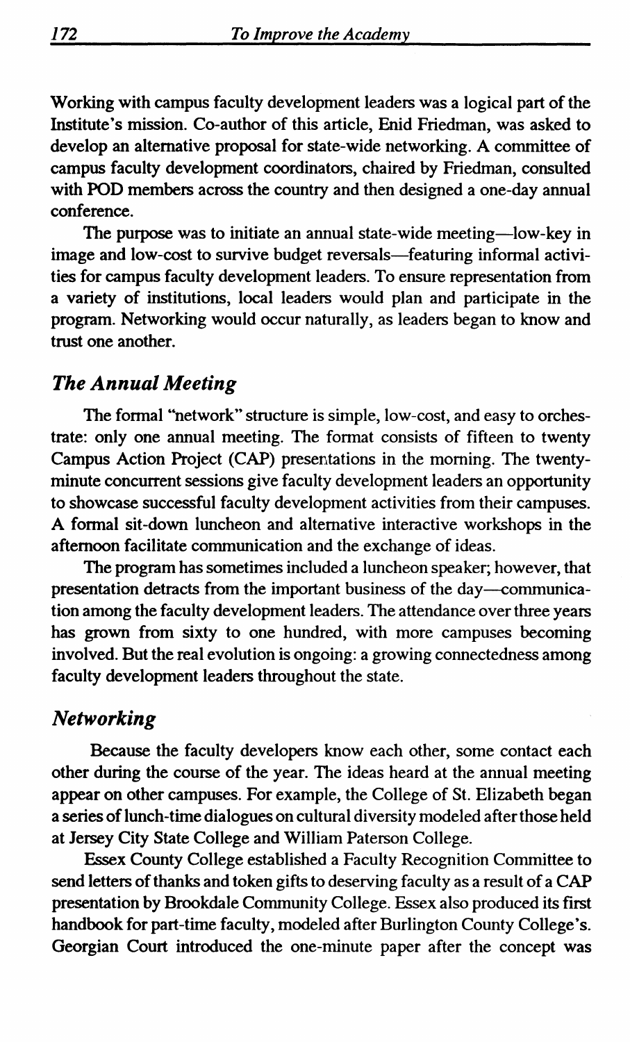Working with campus faculty development leaders was a logical part of the Institute's mission. Co-author of this article, Enid Friedman, was asked to develop an alternative proposal for state-wide networking. A committee of campus faculty development coordinators, chaired by Friedman, consulted with POD members across the country and then designed a one-day annual conference.

The purpose was to initiate an annual state-wide meeting—low-key in image and low-cost to survive budget reversals—featuring informal activities for campus faculty development leaders. To ensure representation from a variety of institutions, local leaders would plan and participate in the program. Networking would occur naturally, as leaders began to know and trust one another.

### *The Annual Meeting*

The formal "network" structure is simple, low-cost, and easy to orchestrate: only one annual meeting. The format consists of fifteen to twenty Campus Action Project (CAP) presentations in the morning. The twenty-minute concurrent sessions give faculty development leaders an opportunity to showcase successful faculty development activities from their campuses. A formal sit-down luncheon and alternative interactive workshops in the afternoon facilitate communication and the exchange of ideas.

The program has sometimes included a luncheon speaker; however, that presentation detracts from the important business of the day—communication among the faculty development leaders. The attendance over three years has grown from sixty to one hundred, with more campuses becoming involved. But the real evolution is ongoing: a growing connectedness among faculty development leaders throughout the state.

### *Networking*

Because the faculty developers know each other, some contact each other during the course of the year. The ideas heard at the annual meeting appear on other campuses. For example, the College of St. Elizabeth began a series of lunch-time dialogues on cultural diversity modeled after those held at Jersey City State College and William Paterson College.

Essex County College established a Faculty Recognition Committee to send letters of thanks and token gifts to deserving faculty as a result of a CAP presentation by Brookdale Community College. Essex also produced its first handbook for part-time faculty, modeled after Burlington County College's. Georgian Court introduced the one-minute paper after the concept was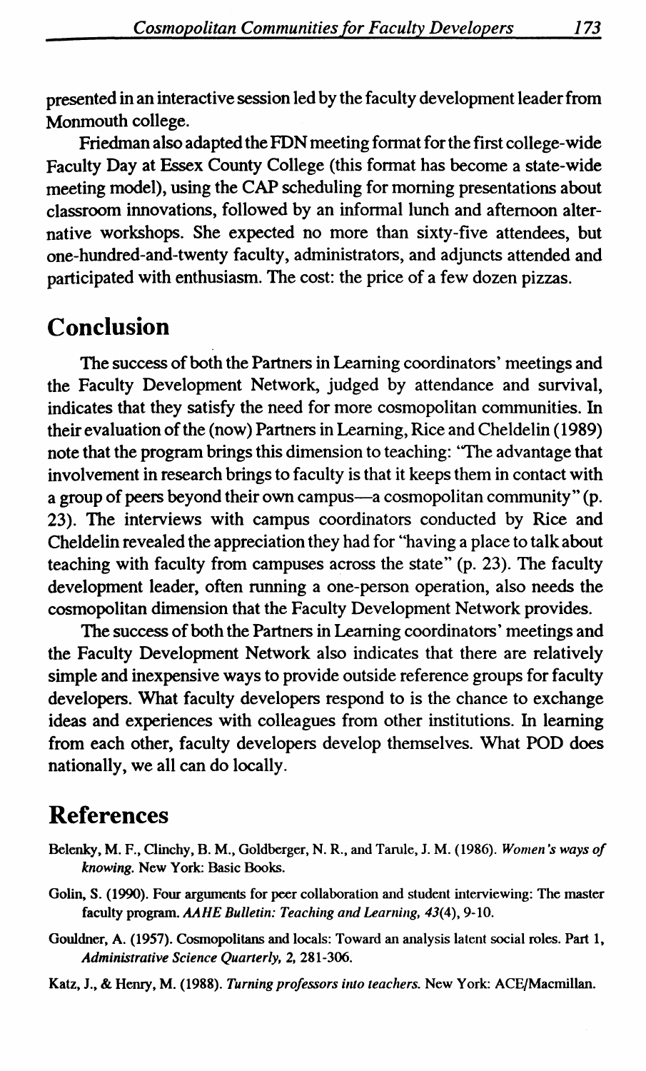presented in an interactive session led by the faculty development leader from Monmouth college.

Friedman also adapted the FDN meeting format for the first college-wide Faculty Day at Essex County College (this format has become a state-wide meeting model), using the CAP scheduling for morning presentations about classroom innovations, followed by an informal lunch and afternoon alternative workshops. She expected no more than sixty-five attendees, but one-hundred-and-twenty faculty, administrators, and adjuncts attended and participated with enthusiasm. The cost: the price of a few dozen pizzas.

## Conclusion

The success of both the Partners in Learning coordinators' meetings and the Faculty Development Network, judged by attendance and survival, indicates that they satisfy the need for more cosmopolitan communities. In their evaluation of the (now) Partners in Learning, Rice and Cheldelin (1989) note that the program brings this dimension to teaching: "The advantage that involvement in research brings to faculty is that it keeps them in contact with a group of peers beyond their own campus—a cosmopolitan community" (p. 23). The interviews with campus coordinators conducted by Rice and Cheldelin revealed the appreciation they had for "having a place to talk about teaching with faculty from campuses across the state" (p. 23). The faculty development leader, often running a one-person operation, also needs the cosmopolitan dimension that the Faculty Development Network provides.

The success of both the Partners in Learning coordinators' meetings and the Faculty Development Network also indicates that there are relatively simple and inexpensive ways to provide outside reference groups for faculty developers. What faculty developers respond to is the chance to exchange ideas and experiences with colleagues from other institutions. In learning from each other, faculty developers develop themselves. What POD does nationally, we all can do locally.

## References

Belenky, M. F., Clinchy, B. M., Goldberger, N. R., and Tarule, J. M. (1986). *Women's ways of knowing*. New York: Basic Books.

Golin, S. (1990). Four arguments for peer collaboration and student interviewing: The master faculty program. *AAHE Bulletin: Teaching and Learning, 43*(4), 9-10.

Gouldner, A. (1957). Cosmopolitans and locals: Toward an analysis latent social roles. Part 1, *Administrative Science Quarterly, 2*, 281-306.

Katz, J., & Henry, M. (1988). *Turning professors into teachers*. New York: ACE/Macmillan.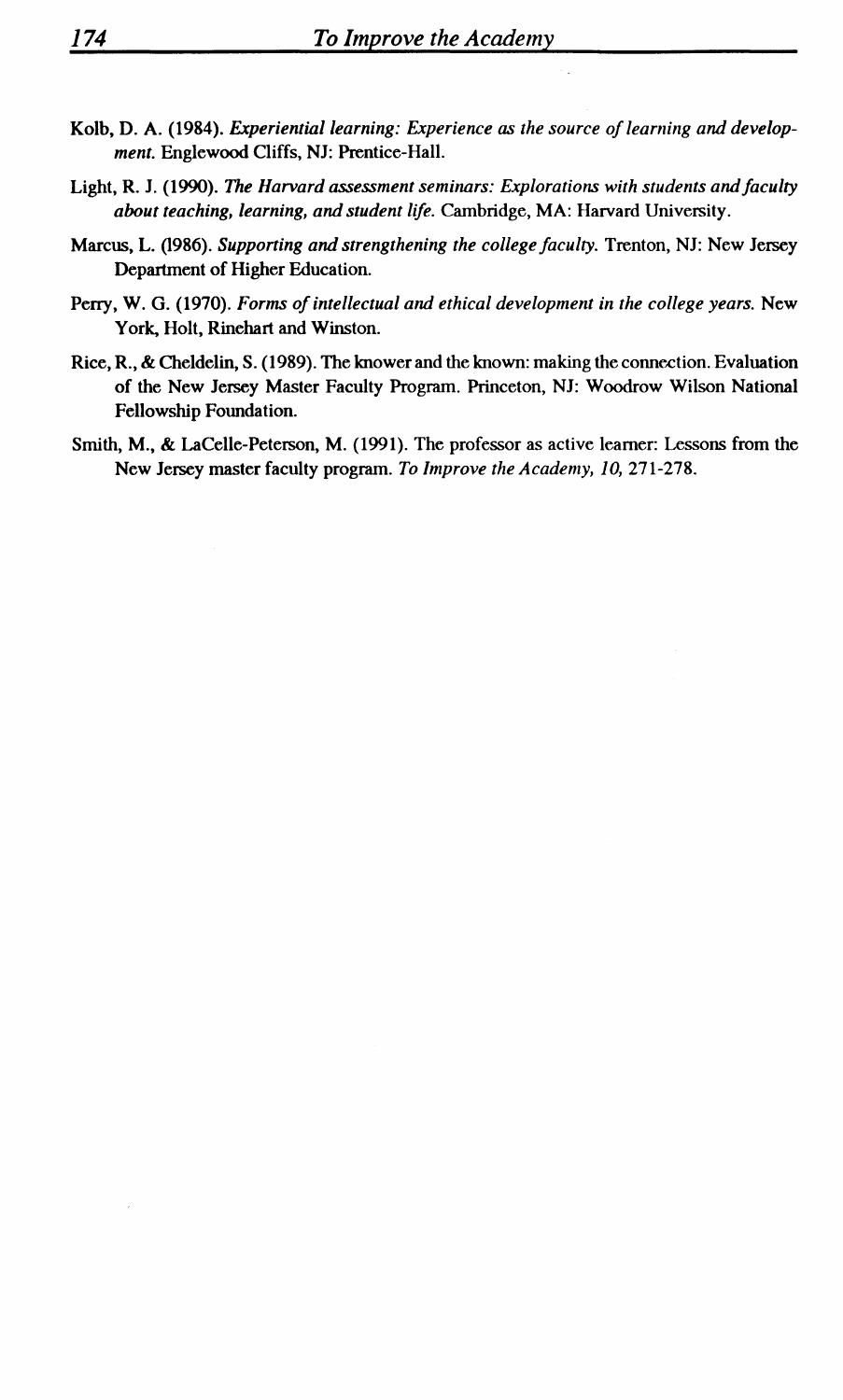Kolb, D. A. (1984). *Experiential learning: Experience as the source of learning and development.* Englewood Cliffs, NJ: Prentice-Hall.

Light, R. J. (1990). *The Harvard assessment seminars: Explorations with students and faculty about teaching, learning, and student life.* Cambridge, MA: Harvard University.

Marcus, L. (1986). *Supporting and strengthening the college faculty.* Trenton, NJ: New Jersey Department of Higher Education.

Perry, W. G. (1970). *Forms of intellectual and ethical development in the college years.* New York, Holt, Rinehart and Winston.

Rice, R., & Cheldelin, S. (1989). The knower and the known: making the connection. Evaluation of the New Jersey Master Faculty Program. Princeton, NJ: Woodrow Wilson National Fellowship Foundation.

Smith, M., & LaCelle-Peterson, M. (1991). The professor as active learner: Lessons from the New Jersey master faculty program. *To Improve the Academy, 10,* 271-278.